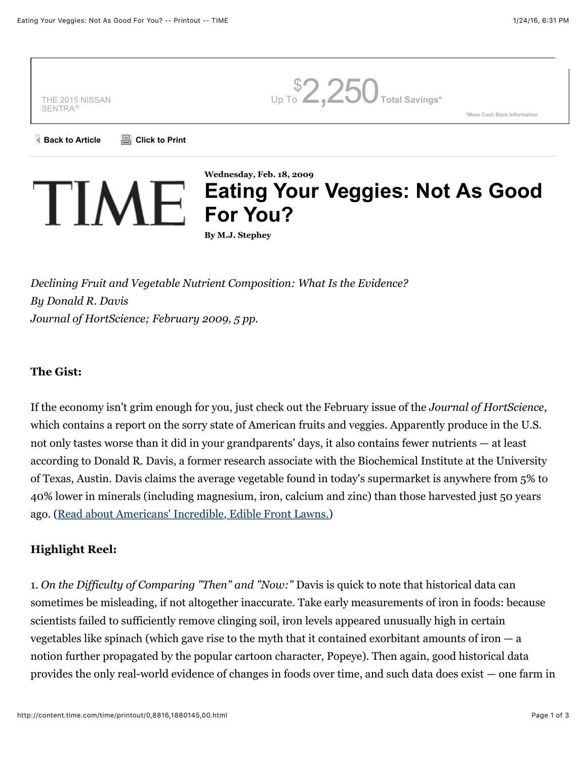Wednesday, Feb. 18, 2009

# Eating Your Veggies: Not As Good For You?

**By M.J. Stephey**

*Declining Fruit and Vegetable Nutrient Composition: What Is the Evidence?*
*By Donald R. Davis*
*Journal of HortScience; February 2009, 5 pp.*

### The Gist:

If the economy isn't grim enough for you, just check out the February issue of the *Journal of HortScience*, which contains a report on the sorry state of American fruits and veggies. Apparently produce in the U.S. not only tastes worse than it did in your grandparents' days, it also contains fewer nutrients — at least according to Donald R. Davis, a former research associate with the Biochemical Institute at the University of Texas, Austin. Davis claims the average vegetable found in today's supermarket is anywhere from 5% to 40% lower in minerals (including magnesium, iron, calcium and zinc) than those harvested just 50 years ago. (Read about Americans' Incredible, Edible Front Lawns.)

### Highlight Reel:

1. *On the Difficulty of Comparing "Then" and "Now:"* Davis is quick to note that historical data can sometimes be misleading, if not altogether inaccurate. Take early measurements of iron in foods: because scientists failed to sufficiently remove clinging soil, iron levels appeared unusually high in certain vegetables like spinach (which gave rise to the myth that it contained exorbitant amounts of iron — a notion further propagated by the popular cartoon character, Popeye). Then again, good historical data provides the only real-world evidence of changes in foods over time, and such data does exist — one farm in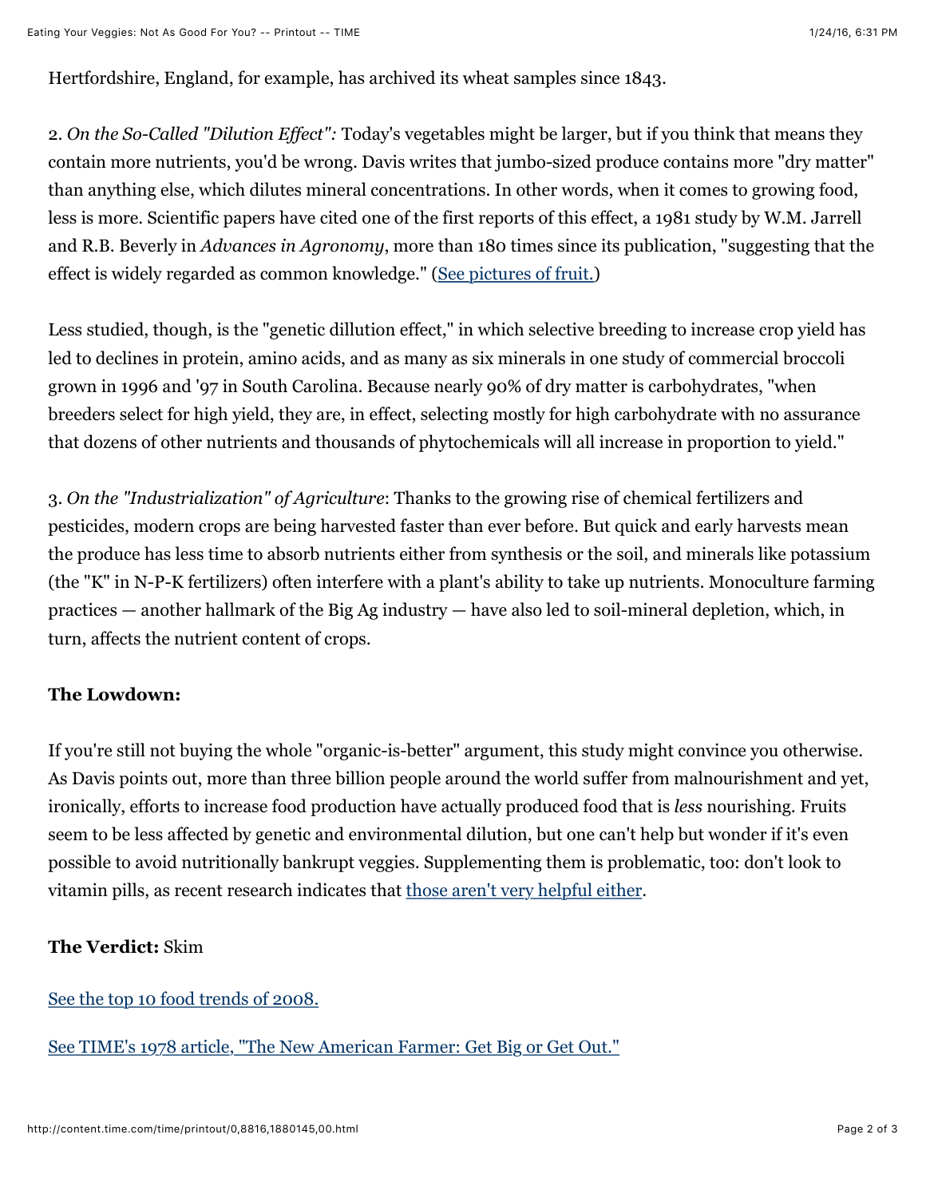Hertfordshire, England, for example, has archived its wheat samples since 1843.

2. *On the So-Called "Dilution Effect":* Today's vegetables might be larger, but if you think that means they contain more nutrients, you'd be wrong. Davis writes that jumbo-sized produce contains more "dry matter" than anything else, which dilutes mineral concentrations. In other words, when it comes to growing food, less is more. Scientific papers have cited one of the first reports of this effect, a 1981 study by W.M. Jarrell and R.B. Beverly in *Advances in Agronomy*, more than 180 times since its publication, "suggesting that the effect is widely regarded as common knowledge." (See pictures of fruit.)

Less studied, though, is the "genetic dillution effect," in which selective breeding to increase crop yield has led to declines in protein, amino acids, and as many as six minerals in one study of commercial broccoli grown in 1996 and '97 in South Carolina. Because nearly 90% of dry matter is carbohydrates, "when breeders select for high yield, they are, in effect, selecting mostly for high carbohydrate with no assurance that dozens of other nutrients and thousands of phytochemicals will all increase in proportion to yield."

3. *On the "Industrialization" of Agriculture*: Thanks to the growing rise of chemical fertilizers and pesticides, modern crops are being harvested faster than ever before. But quick and early harvests mean the produce has less time to absorb nutrients either from synthesis or the soil, and minerals like potassium (the "K" in N-P-K fertilizers) often interfere with a plant's ability to take up nutrients. Monoculture farming practices — another hallmark of the Big Ag industry — have also led to soil-mineral depletion, which, in turn, affects the nutrient content of crops.

**The Lowdown:**

If you're still not buying the whole "organic-is-better" argument, this study might convince you otherwise. As Davis points out, more than three billion people around the world suffer from malnourishment and yet, ironically, efforts to increase food production have actually produced food that is *less* nourishing. Fruits seem to be less affected by genetic and environmental dilution, but one can't help but wonder if it's even possible to avoid nutritionally bankrupt veggies. Supplementing them is problematic, too: don't look to vitamin pills, as recent research indicates that those aren't very helpful either.

**The Verdict:** Skim

See the top 10 food trends of 2008.

See TIME's 1978 article, "The New American Farmer: Get Big or Get Out."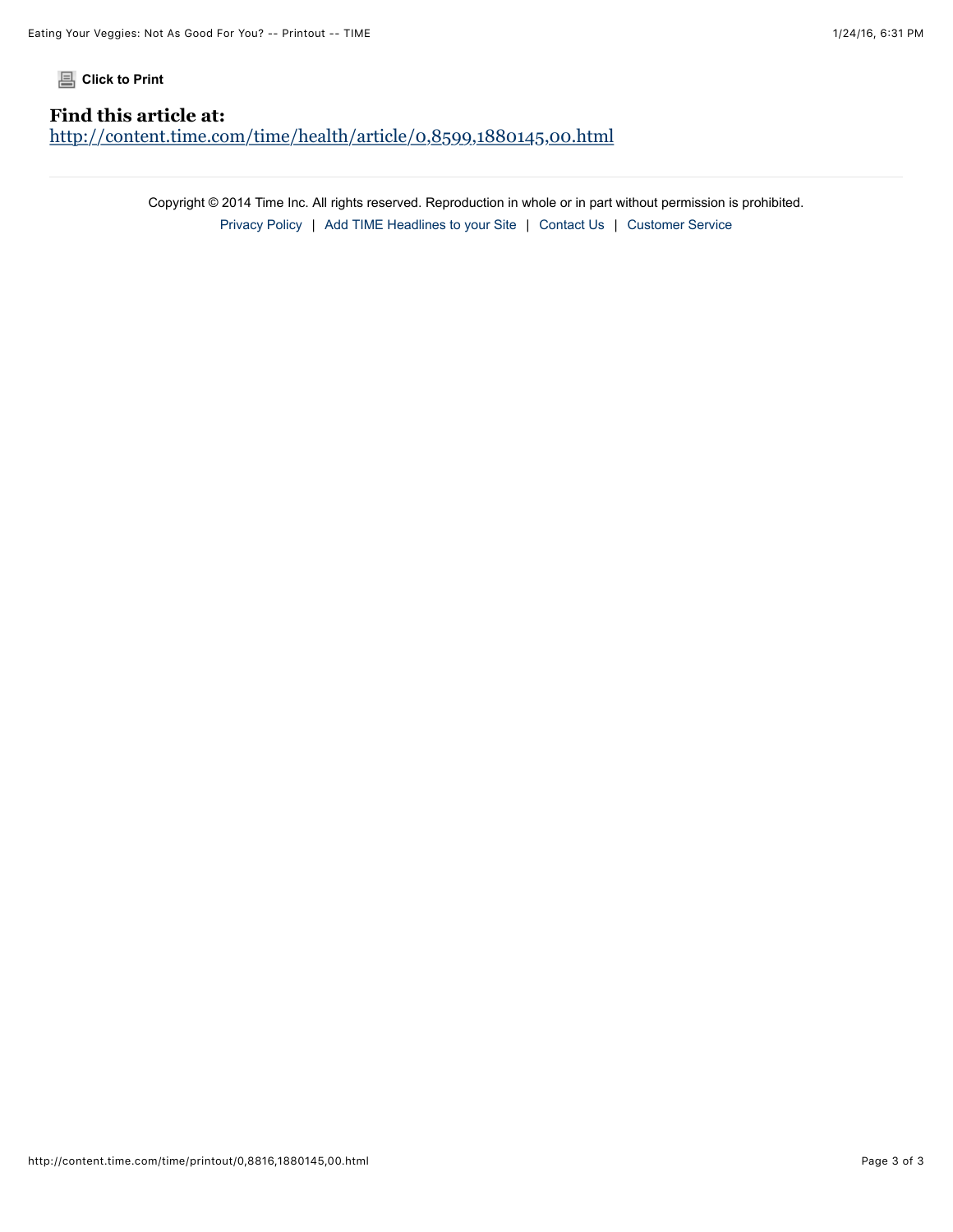Click to Print

**Find this article at:**
http://content.time.com/time/health/article/0,8599,1880145,00.html

---

Copyright © 2014 Time Inc. All rights reserved. Reproduction in whole or in part without permission is prohibited.

Privacy Policy | Add TIME Headlines to your Site | Contact Us | Customer Service